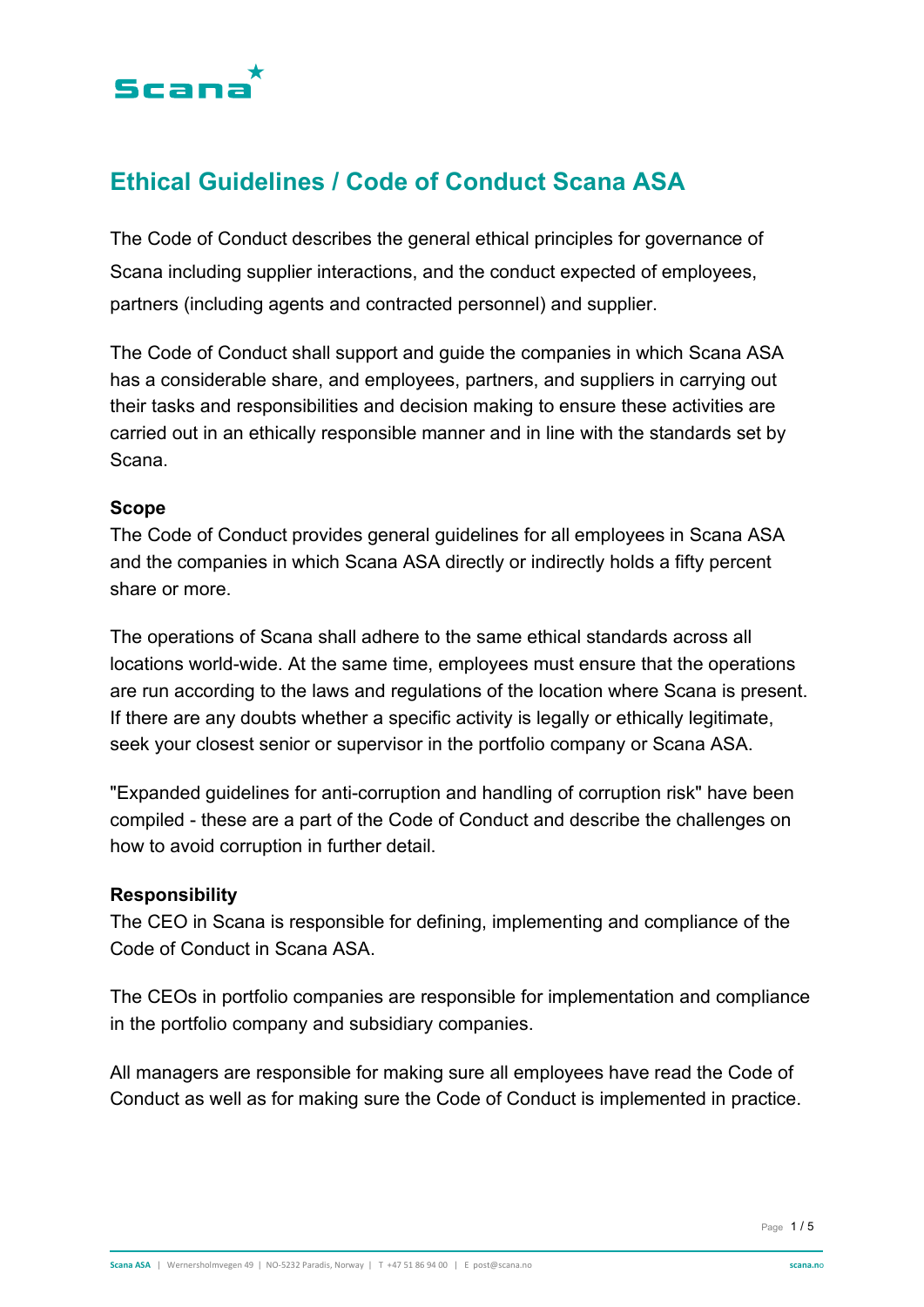# Ethical Guidelines / Code of Conduct Scana ASA

The Code of Conduct describes the general ethical principles for governance of Scana including supplier interactions, and the conduct expected of employees, partners (including agents and contracted personnel) and supplier.

The Code of Conduct shall support and guide the companies in which Scana ASA has a considerable share, and employees, partners, and suppliers in carrying out their tasks and responsibilities and decision making to ensure these activities are carried out in an ethically responsible manner and in line with the standards set by Scana.

## Scope

The Code of Conduct provides general guidelines for all employees in Scana ASA and the companies in which Scana ASA directly or indirectly holds a fifty percent share or more.

The operations of Scana shall adhere to the same ethical standards across all locations world-wide. At the same time, employees must ensure that the operations are run according to the laws and regulations of the location where Scana is present. If there are any doubts whether a specific activity is legally or ethically legitimate, seek your closest senior or supervisor in the portfolio company or Scana ASA.

"Expanded guidelines for anti-corruption and handling of corruption risk" have been compiled - these are a part of the Code of Conduct and describe the challenges on how to avoid corruption in further detail.

## Responsibility

The CEO in Scana is responsible for defining, implementing and compliance of the Code of Conduct in Scana ASA.

The CEOs in portfolio companies are responsible for implementation and compliance in the portfolio company and subsidiary companies.

All managers are responsible for making sure all employees have read the Code of Conduct as well as for making sure the Code of Conduct is implemented in practice.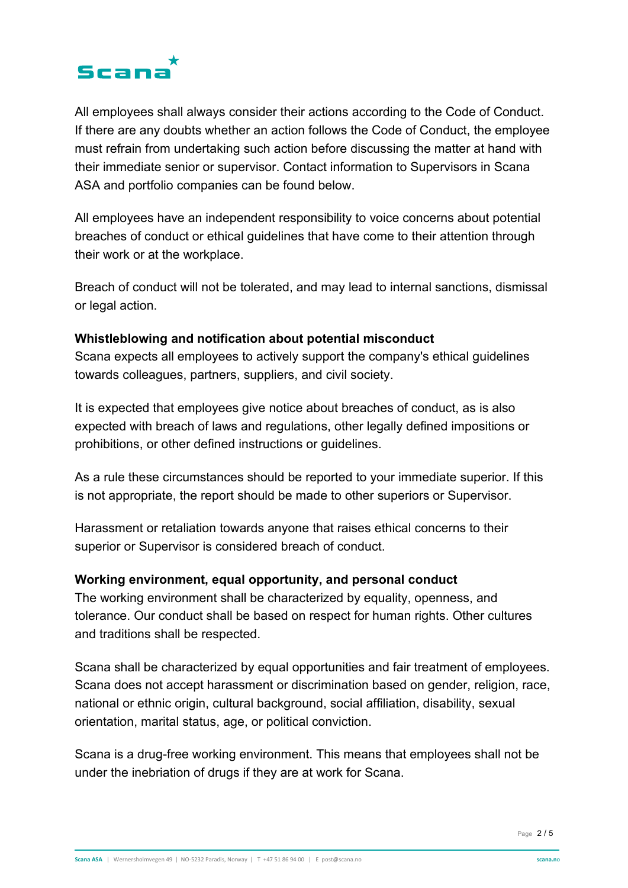All employees shall always consider their actions according to the Code of Conduct. If there are any doubts whether an action follows the Code of Conduct, the employee must refrain from undertaking such action before discussing the matter at hand with their immediate senior or supervisor. Contact information to Supervisors in Scana ASA and portfolio companies can be found below.

All employees have an independent responsibility to voice concerns about potential breaches of conduct or ethical guidelines that have come to their attention through their work or at the workplace.

Breach of conduct will not be tolerated, and may lead to internal sanctions, dismissal or legal action.

**Whistleblowing and notification about potential misconduct**

Scana expects all employees to actively support the company's ethical guidelines towards colleagues, partners, suppliers, and civil society.

It is expected that employees give notice about breaches of conduct, as is also expected with breach of laws and regulations, other legally defined impositions or prohibitions, or other defined instructions or guidelines.

As a rule these circumstances should be reported to your immediate superior. If this is not appropriate, the report should be made to other superiors or Supervisor.

Harassment or retaliation towards anyone that raises ethical concerns to their superior or Supervisor is considered breach of conduct.

**Working environment, equal opportunity, and personal conduct**

The working environment shall be characterized by equality, openness, and tolerance. Our conduct shall be based on respect for human rights. Other cultures and traditions shall be respected.

Scana shall be characterized by equal opportunities and fair treatment of employees. Scana does not accept harassment or discrimination based on gender, religion, race, national or ethnic origin, cultural background, social affiliation, disability, sexual orientation, marital status, age, or political conviction.

Scana is a drug-free working environment. This means that employees shall not be under the inebriation of drugs if they are at work for Scana.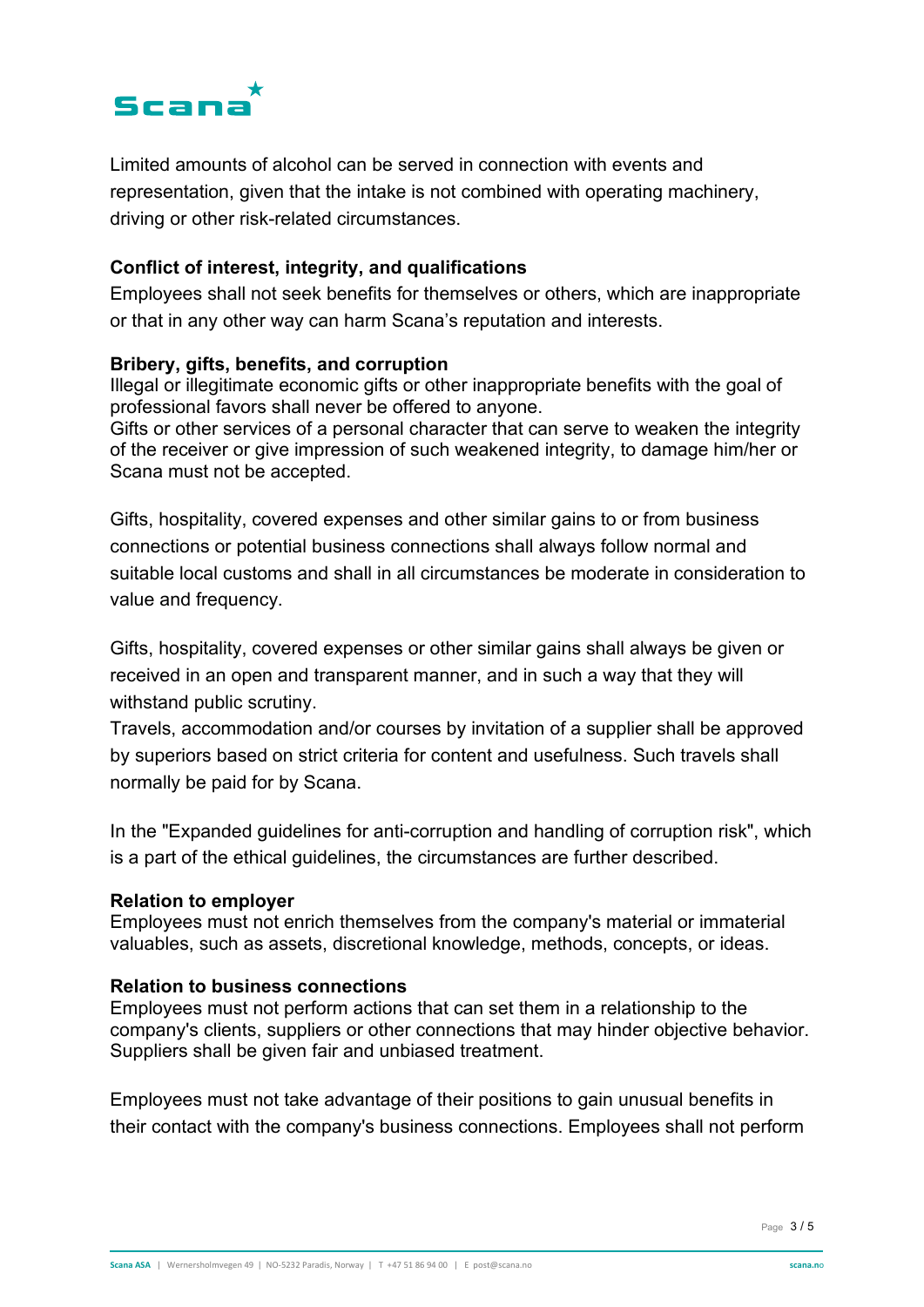Limited amounts of alcohol can be served in connection with events and representation, given that the intake is not combined with operating machinery, driving or other risk-related circumstances.

**Conflict of interest, integrity, and qualifications**

Employees shall not seek benefits for themselves or others, which are inappropriate or that in any other way can harm Scana's reputation and interests.

**Bribery, gifts, benefits, and corruption**

Illegal or illegitimate economic gifts or other inappropriate benefits with the goal of professional favors shall never be offered to anyone.
Gifts or other services of a personal character that can serve to weaken the integrity of the receiver or give impression of such weakened integrity, to damage him/her or Scana must not be accepted.

Gifts, hospitality, covered expenses and other similar gains to or from business connections or potential business connections shall always follow normal and suitable local customs and shall in all circumstances be moderate in consideration to value and frequency.

Gifts, hospitality, covered expenses or other similar gains shall always be given or received in an open and transparent manner, and in such a way that they will withstand public scrutiny.
Travels, accommodation and/or courses by invitation of a supplier shall be approved by superiors based on strict criteria for content and usefulness. Such travels shall normally be paid for by Scana.

In the "Expanded guidelines for anti-corruption and handling of corruption risk", which is a part of the ethical guidelines, the circumstances are further described.

**Relation to employer**

Employees must not enrich themselves from the company's material or immaterial valuables, such as assets, discretional knowledge, methods, concepts, or ideas.

**Relation to business connections**

Employees must not perform actions that can set them in a relationship to the company's clients, suppliers or other connections that may hinder objective behavior. Suppliers shall be given fair and unbiased treatment.

Employees must not take advantage of their positions to gain unusual benefits in their contact with the company's business connections. Employees shall not perform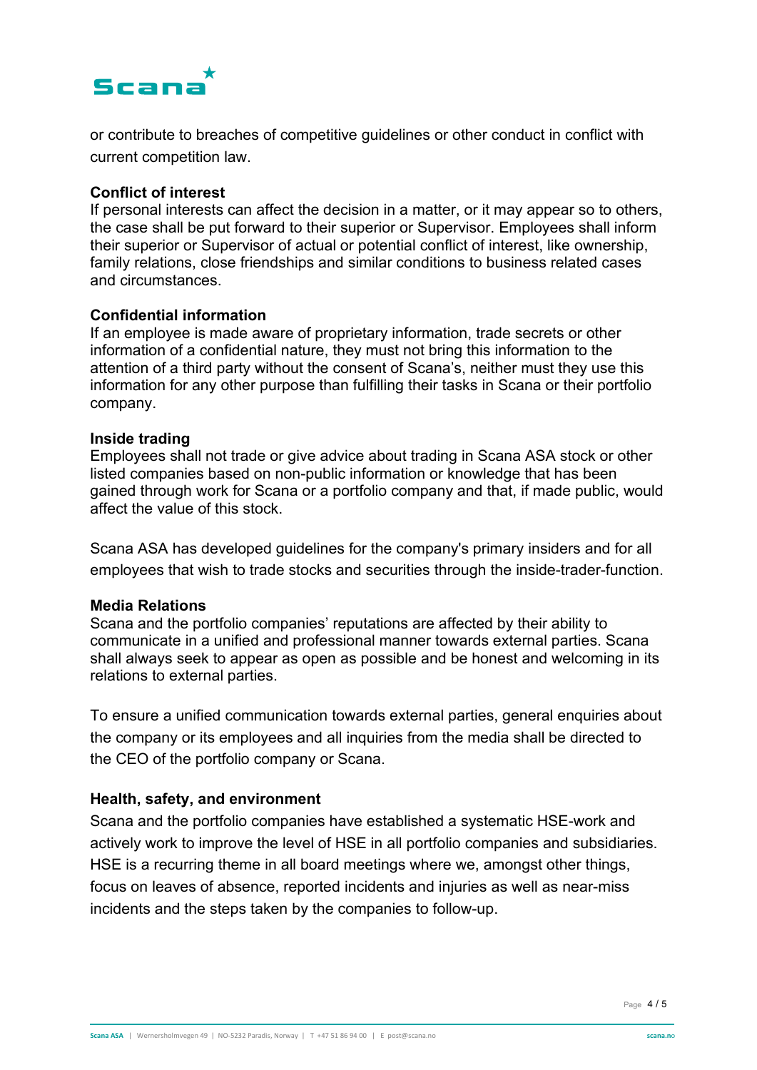or contribute to breaches of competitive guidelines or other conduct in conflict with current competition law.

**Conflict of interest**

If personal interests can affect the decision in a matter, or it may appear so to others, the case shall be put forward to their superior or Supervisor. Employees shall inform their superior or Supervisor of actual or potential conflict of interest, like ownership, family relations, close friendships and similar conditions to business related cases and circumstances.

**Confidential information**

If an employee is made aware of proprietary information, trade secrets or other information of a confidential nature, they must not bring this information to the attention of a third party without the consent of Scana's, neither must they use this information for any other purpose than fulfilling their tasks in Scana or their portfolio company.

**Inside trading**

Employees shall not trade or give advice about trading in Scana ASA stock or other listed companies based on non-public information or knowledge that has been gained through work for Scana or a portfolio company and that, if made public, would affect the value of this stock.

Scana ASA has developed guidelines for the company's primary insiders and for all employees that wish to trade stocks and securities through the inside-trader-function.

**Media Relations**

Scana and the portfolio companies' reputations are affected by their ability to communicate in a unified and professional manner towards external parties. Scana shall always seek to appear as open as possible and be honest and welcoming in its relations to external parties.

To ensure a unified communication towards external parties, general enquiries about the company or its employees and all inquiries from the media shall be directed to the CEO of the portfolio company or Scana.

**Health, safety, and environment**

Scana and the portfolio companies have established a systematic HSE-work and actively work to improve the level of HSE in all portfolio companies and subsidiaries. HSE is a recurring theme in all board meetings where we, amongst other things, focus on leaves of absence, reported incidents and injuries as well as near-miss incidents and the steps taken by the companies to follow-up.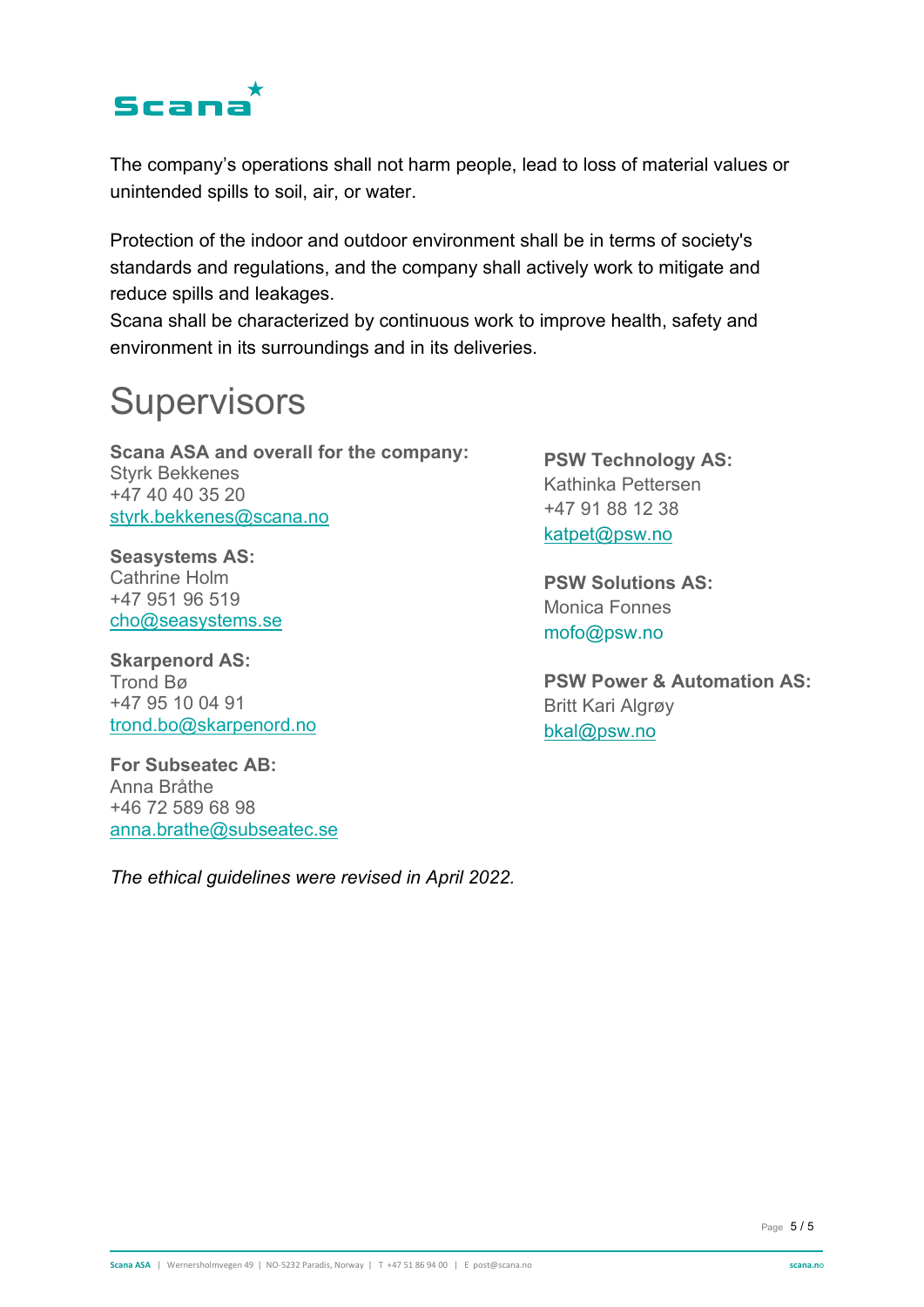The company's operations shall not harm people, lead to loss of material values or unintended spills to soil, air, or water.

Protection of the indoor and outdoor environment shall be in terms of society's standards and regulations, and the company shall actively work to mitigate and reduce spills and leakages.
Scana shall be characterized by continuous work to improve health, safety and environment in its surroundings and in its deliveries.

# Supervisors

**Scana ASA and overall for the company:**
Styrk Bekkenes
+47 40 40 35 20
styrk.bekkenes@scana.no

**Seasystems AS:**
Cathrine Holm
+47 951 96 519
cho@seasystems.se

**Skarpenord AS:**
Trond Bø
+47 95 10 04 91
trond.bo@skarpenord.no

**For Subseatec AB:**
Anna Bråthe
+46 72 589 68 98
anna.brathe@subseatec.se

**PSW Technology AS:**
Kathinka Pettersen
+47 91 88 12 38
katpet@psw.no

**PSW Solutions AS:**
Monica Fonnes
mofo@psw.no

**PSW Power & Automation AS:**
Britt Kari Algrøy
bkal@psw.no

*The ethical guidelines were revised in April 2022.*